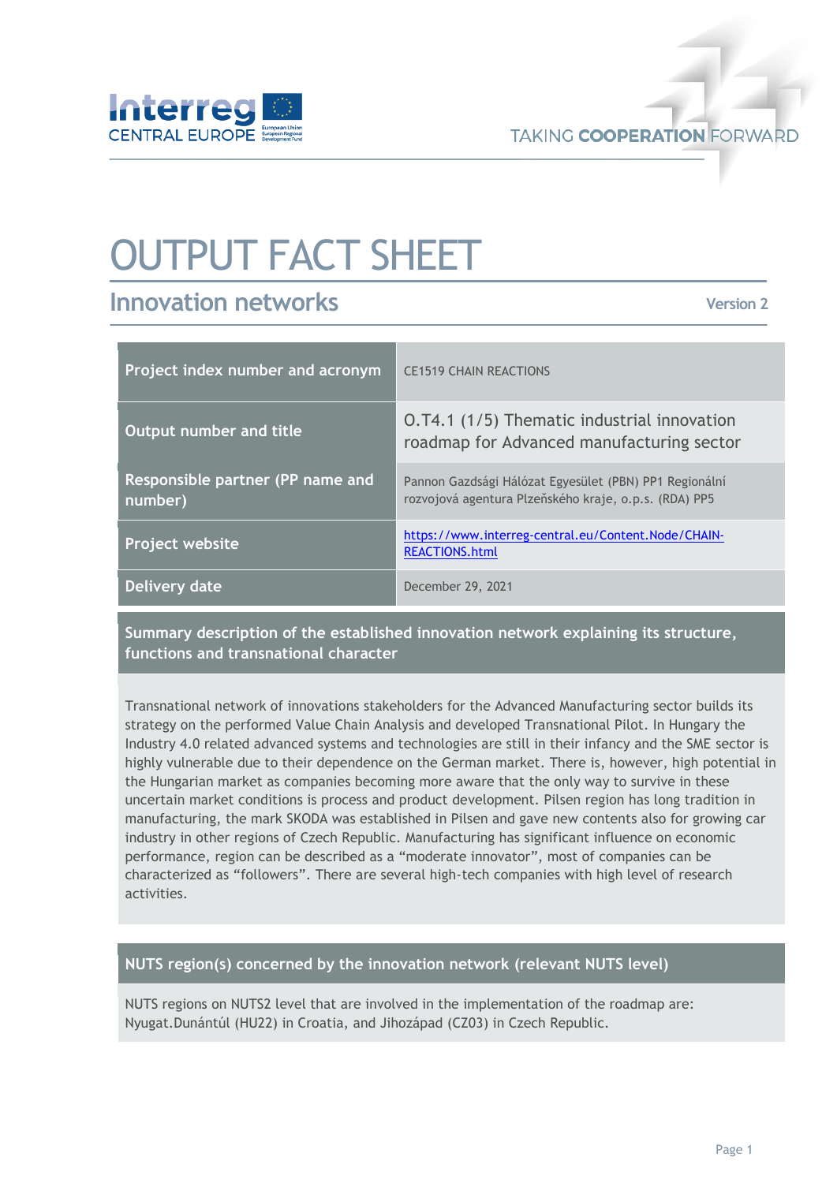Interreg CENTRAL EUROPE

European Union
European Regional Development Fund

TAKING **COOPERATION** FORWARD

# OUTPUT FACT SHEET

## Innovation networks

Version 2

| Project index number and acronym | CE1519 CHAIN REACTIONS |
|---|---|
| Output number and title | O.T4.1 (1/5) Thematic industrial innovation roadmap for Advanced manufacturing sector |
| Responsible partner (PP name and number) | Pannon Gazdsági Hálózat Egyesület (PBN) PP1 Regionální rozvojová agentura Plzeňského kraje, o.p.s. (RDA) PP5 |
| Project website | https://www.interreg-central.eu/Content.Node/CHAIN-REACTIONS.html |
| Delivery date | December 29, 2021 |

### Summary description of the established innovation network explaining its structure, functions and transnational character

Transnational network of innovations stakeholders for the Advanced Manufacturing sector builds its strategy on the performed Value Chain Analysis and developed Transnational Pilot. In Hungary the Industry 4.0 related advanced systems and technologies are still in their infancy and the SME sector is highly vulnerable due to their dependence on the German market. There is, however, high potential in the Hungarian market as companies becoming more aware that the only way to survive in these uncertain market conditions is process and product development. Pilsen region has long tradition in manufacturing, the mark SKODA was established in Pilsen and gave new contents also for growing car industry in other regions of Czech Republic. Manufacturing has significant influence on economic performance, region can be described as a "moderate innovator", most of companies can be characterized as "followers". There are several high-tech companies with high level of research activities.

### NUTS region(s) concerned by the innovation network (relevant NUTS level)

NUTS regions on NUTS2 level that are involved in the implementation of the roadmap are: Nyugat.Dunántúl (HU22) in Croatia, and Jihozápad (CZ03) in Czech Republic.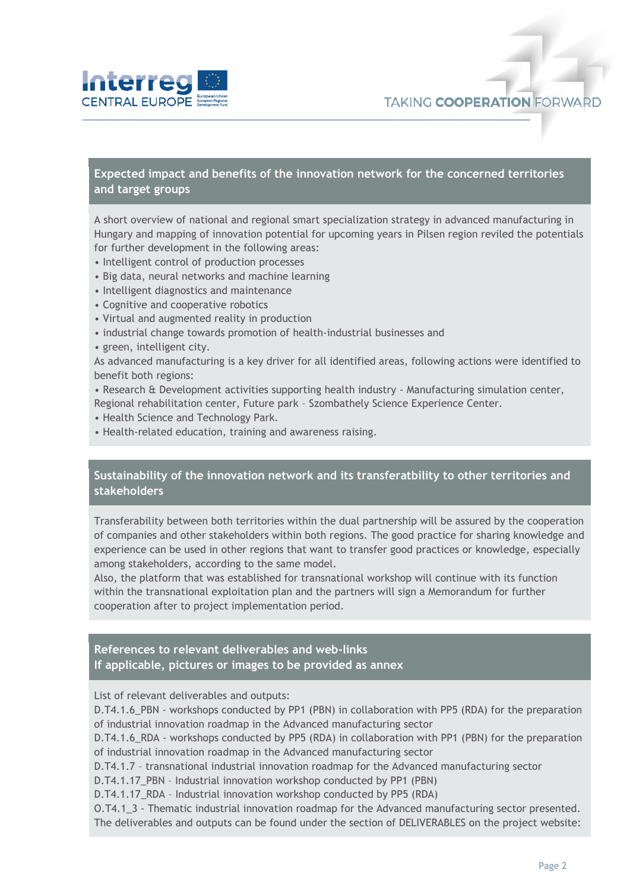## Expected impact and benefits of the innovation network for the concerned territories and target groups

A short overview of national and regional smart specialization strategy in advanced manufacturing in Hungary and mapping of innovation potential for upcoming years in Pilsen region reviled the potentials for further development in the following areas:

- Intelligent control of production processes
- Big data, neural networks and machine learning
- Intelligent diagnostics and maintenance
- Cognitive and cooperative robotics
- Virtual and augmented reality in production
- industrial change towards promotion of health-industrial businesses and
- green, intelligent city.

As advanced manufacturing is a key driver for all identified areas, following actions were identified to benefit both regions:

- Research & Development activities supporting health industry - Manufacturing simulation center, Regional rehabilitation center, Future park – Szombathely Science Experience Center.
- Health Science and Technology Park.
- Health-related education, training and awareness raising.

## Sustainability of the innovation network and its transferatbility to other territories and stakeholders

Transferability between both territories within the dual partnership will be assured by the cooperation of companies and other stakeholders within both regions. The good practice for sharing knowledge and experience can be used in other regions that want to transfer good practices or knowledge, especially among stakeholders, according to the same model.

Also, the platform that was established for transnational workshop will continue with its function within the transnational exploitation plan and the partners will sign a Memorandum for further cooperation after to project implementation period.

## References to relevant deliverables and web-links
## If applicable, pictures or images to be provided as annex

List of relevant deliverables and outputs:

D.T4.1.6_PBN - workshops conducted by PP1 (PBN) in collaboration with PP5 (RDA) for the preparation of industrial innovation roadmap in the Advanced manufacturing sector

D.T4.1.6_RDA - workshops conducted by PP5 (RDA) in collaboration with PP1 (PBN) for the preparation of industrial innovation roadmap in the Advanced manufacturing sector

D.T4.1.7 – transnational industrial innovation roadmap for the Advanced manufacturing sector

D.T4.1.17_PBN – Industrial innovation workshop conducted by PP1 (PBN)

D.T4.1.17_RDA – Industrial innovation workshop conducted by PP5 (RDA)

O.T4.1_3 - Thematic industrial innovation roadmap for the Advanced manufacturing sector presented.

The deliverables and outputs can be found under the section of DELIVERABLES on the project website: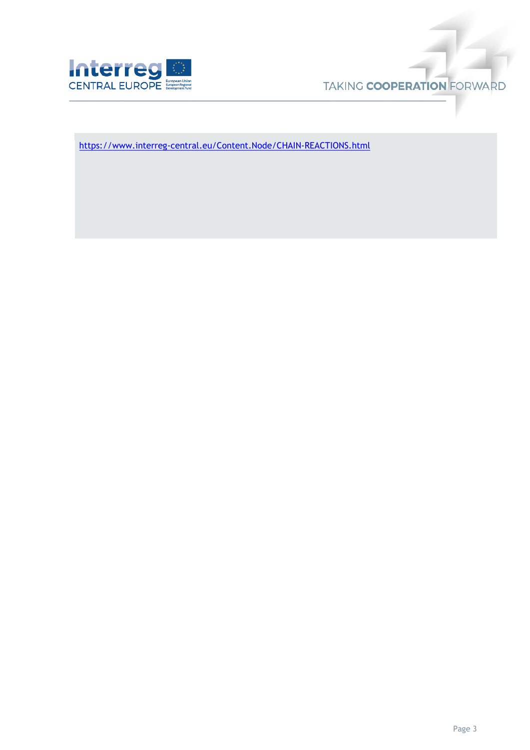https://www.interreg-central.eu/Content.Node/CHAIN-REACTIONS.html